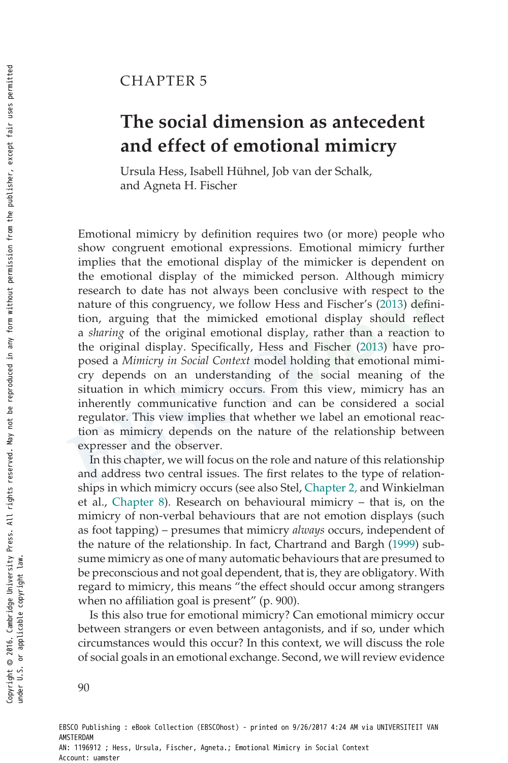CHAPTER 5

# The social dimension as antecedent and effect of emotional mimicry

Ursula Hess, Isabell Hühnel, Job van der Schalk, and Agneta H. Fischer

Emotional mimicry by definition requires two (or more) people who show congruent emotional expressions. Emotional mimicry further implies that the emotional display of the mimicker is dependent on the emotional display of the mimicked person. Although mimicry research to date has not always been conclusive with respect to the nature of this congruency, we follow Hess and Fischer's (2013) definition, arguing that the mimicked emotional display should reflect a *sharing* of the original emotional display, rather than a reaction to the original display. Specifically, Hess and Fischer (2013) have proposed a *Mimicry in Social Context* model holding that emotional mimicry depends on an understanding of the social meaning of the situation in which mimicry occurs. From this view, mimicry has an inherently communicative function and can be considered a social regulator. This view implies that whether we label an emotional reaction as mimicry depends on the nature of the relationship between expresser and the observer.

In this chapter, we will focus on the role and nature of this relationship and address two central issues. The first relates to the type of relationships in which mimicry occurs (see also Stel, Chapter 2, and Winkielman et al., Chapter 8). Research on behavioural mimicry – that is, on the mimicry of non-verbal behaviours that are not emotion displays (such as foot tapping) – presumes that mimicry *always* occurs, independent of the nature of the relationship. In fact, Chartrand and Bargh (1999) subsume mimicry as one of many automatic behaviours that are presumed to be preconscious and not goal dependent, that is, they are obligatory. With regard to mimicry, this means "the effect should occur among strangers when no affiliation goal is present" (p. 900).

Is this also true for emotional mimicry? Can emotional mimicry occur between strangers or even between antagonists, and if so, under which circumstances would this occur? In this context, we will discuss the role of social goals in an emotional exchange. Second, we will review evidence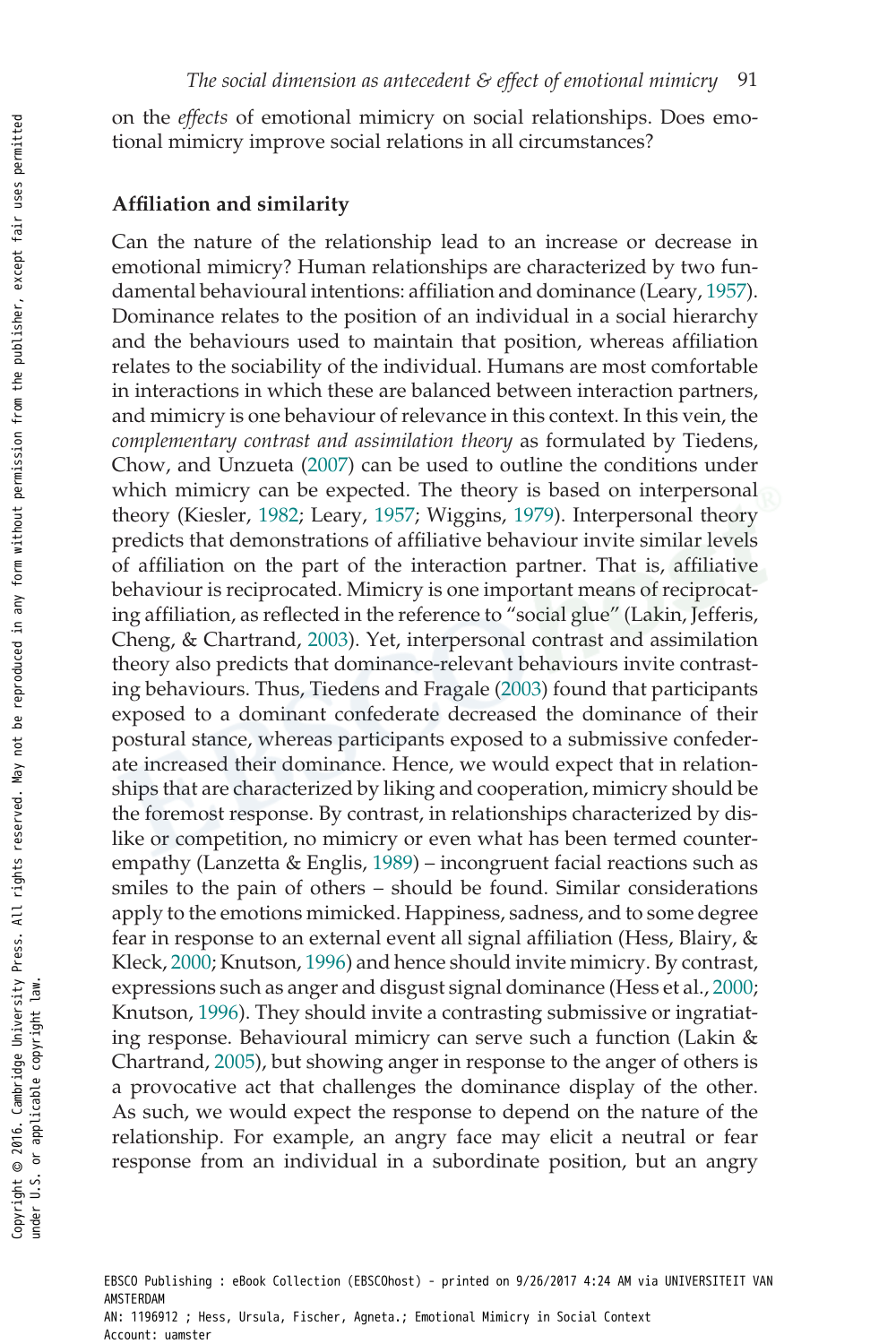on the *effects* of emotional mimicry on social relationships. Does emotional mimicry improve social relations in all circumstances?

### Affiliation and similarity

Can the nature of the relationship lead to an increase or decrease in emotional mimicry? Human relationships are characterized by two fundamental behavioural intentions: affiliation and dominance (Leary, 1957). Dominance relates to the position of an individual in a social hierarchy and the behaviours used to maintain that position, whereas affiliation relates to the sociability of the individual. Humans are most comfortable in interactions in which these are balanced between interaction partners, and mimicry is one behaviour of relevance in this context. In this vein, the *complementary contrast and assimilation theory* as formulated by Tiedens, Chow, and Unzueta (2007) can be used to outline the conditions under which mimicry can be expected. The theory is based on interpersonal theory (Kiesler, 1982; Leary, 1957; Wiggins, 1979). Interpersonal theory predicts that demonstrations of affiliative behaviour invite similar levels of affiliation on the part of the interaction partner. That is, affiliative behaviour is reciprocated. Mimicry is one important means of reciprocating affiliation, as reflected in the reference to "social glue" (Lakin, Jefferis, Cheng, & Chartrand, 2003). Yet, interpersonal contrast and assimilation theory also predicts that dominance-relevant behaviours invite contrasting behaviours. Thus, Tiedens and Fragale (2003) found that participants exposed to a dominant confederate decreased the dominance of their postural stance, whereas participants exposed to a submissive confederate increased their dominance. Hence, we would expect that in relationships that are characterized by liking and cooperation, mimicry should be the foremost response. By contrast, in relationships characterized by dislike or competition, no mimicry or even what has been termed counter-empathy (Lanzetta & Englis, 1989) – incongruent facial reactions such as smiles to the pain of others – should be found. Similar considerations apply to the emotions mimicked. Happiness, sadness, and to some degree fear in response to an external event all signal affiliation (Hess, Blairy, & Kleck, 2000; Knutson, 1996) and hence should invite mimicry. By contrast, expressions such as anger and disgust signal dominance (Hess et al., 2000; Knutson, 1996). They should invite a contrasting submissive or ingratiating response. Behavioural mimicry can serve such a function (Lakin & Chartrand, 2005), but showing anger in response to the anger of others is a provocative act that challenges the dominance display of the other. As such, we would expect the response to depend on the nature of the relationship. For example, an angry face may elicit a neutral or fear response from an individual in a subordinate position, but an angry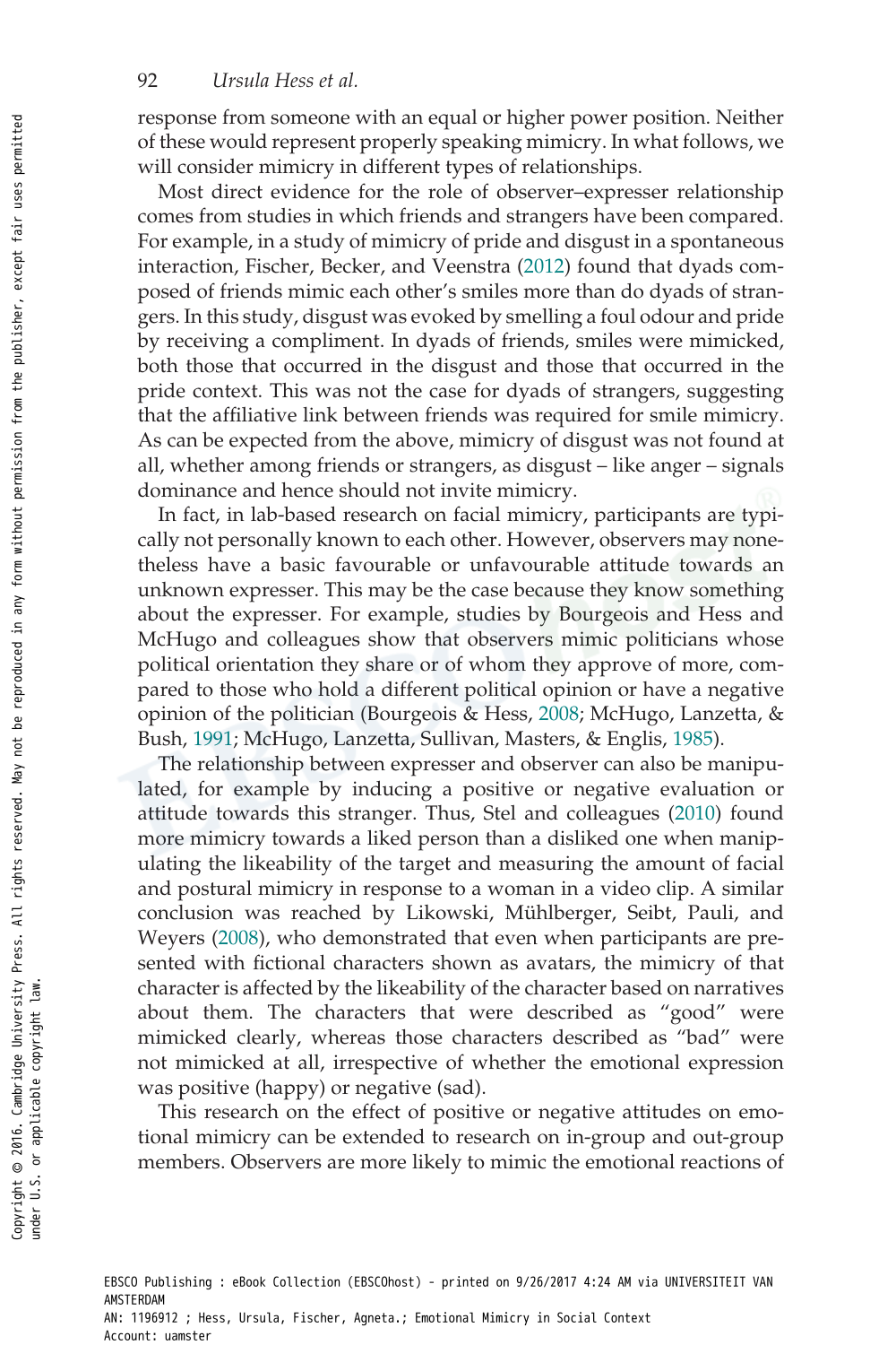response from someone with an equal or higher power position. Neither of these would represent properly speaking mimicry. In what follows, we will consider mimicry in different types of relationships.

Most direct evidence for the role of observer–expresser relationship comes from studies in which friends and strangers have been compared. For example, in a study of mimicry of pride and disgust in a spontaneous interaction, Fischer, Becker, and Veenstra (2012) found that dyads composed of friends mimic each other's smiles more than do dyads of strangers. In this study, disgust was evoked by smelling a foul odour and pride by receiving a compliment. In dyads of friends, smiles were mimicked, both those that occurred in the disgust and those that occurred in the pride context. This was not the case for dyads of strangers, suggesting that the affiliative link between friends was required for smile mimicry. As can be expected from the above, mimicry of disgust was not found at all, whether among friends or strangers, as disgust – like anger – signals dominance and hence should not invite mimicry.

In fact, in lab-based research on facial mimicry, participants are typically not personally known to each other. However, observers may nonetheless have a basic favourable or unfavourable attitude towards an unknown expresser. This may be the case because they know something about the expresser. For example, studies by Bourgeois and Hess and McHugo and colleagues show that observers mimic politicians whose political orientation they share or of whom they approve of more, compared to those who hold a different political opinion or have a negative opinion of the politician (Bourgeois & Hess, 2008; McHugo, Lanzetta, & Bush, 1991; McHugo, Lanzetta, Sullivan, Masters, & Englis, 1985).

The relationship between expresser and observer can also be manipulated, for example by inducing a positive or negative evaluation or attitude towards this stranger. Thus, Stel and colleagues (2010) found more mimicry towards a liked person than a disliked one when manipulating the likeability of the target and measuring the amount of facial and postural mimicry in response to a woman in a video clip. A similar conclusion was reached by Likowski, Mühlberger, Seibt, Pauli, and Weyers (2008), who demonstrated that even when participants are presented with fictional characters shown as avatars, the mimicry of that character is affected by the likeability of the character based on narratives about them. The characters that were described as "good" were mimicked clearly, whereas those characters described as "bad" were not mimicked at all, irrespective of whether the emotional expression was positive (happy) or negative (sad).

This research on the effect of positive or negative attitudes on emotional mimicry can be extended to research on in-group and out-group members. Observers are more likely to mimic the emotional reactions of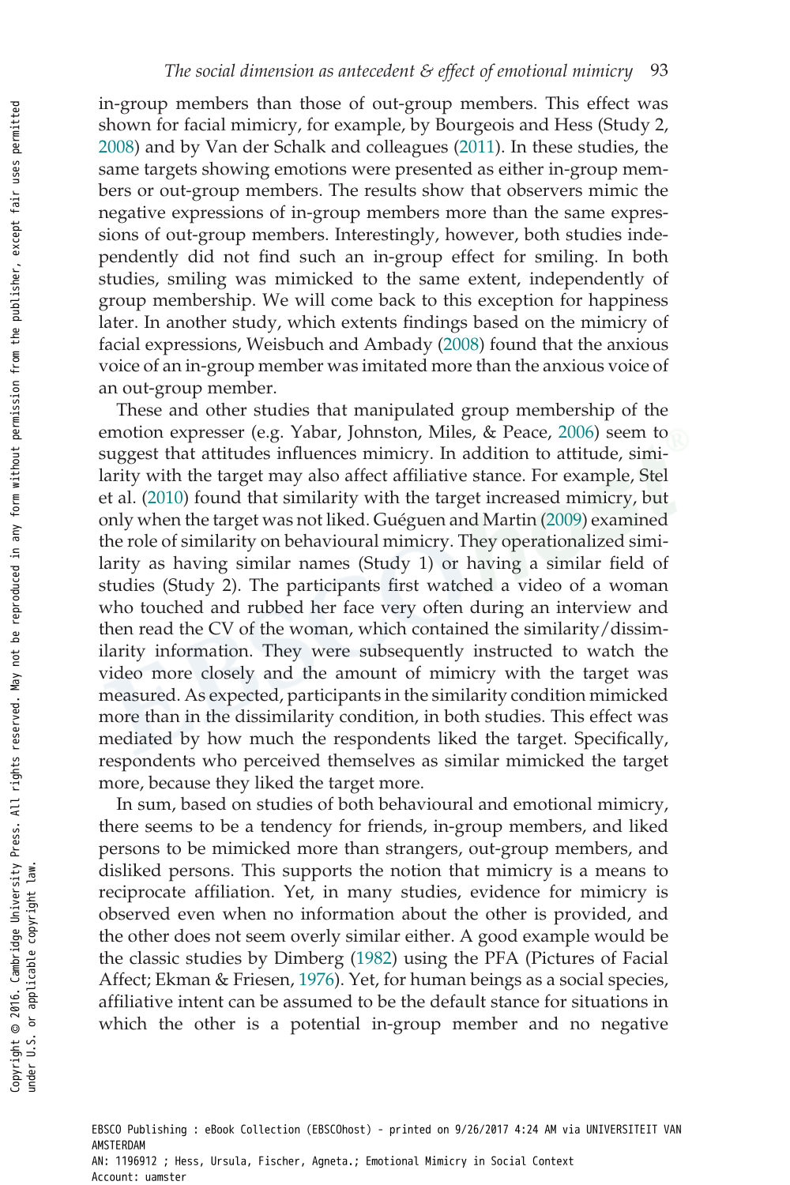in-group members than those of out-group members. This effect was shown for facial mimicry, for example, by Bourgeois and Hess (Study 2, 2008) and by Van der Schalk and colleagues (2011). In these studies, the same targets showing emotions were presented as either in-group members or out-group members. The results show that observers mimic the negative expressions of in-group members more than the same expressions of out-group members. Interestingly, however, both studies independently did not find such an in-group effect for smiling. In both studies, smiling was mimicked to the same extent, independently of group membership. We will come back to this exception for happiness later. In another study, which extents findings based on the mimicry of facial expressions, Weisbuch and Ambady (2008) found that the anxious voice of an in-group member was imitated more than the anxious voice of an out-group member.

These and other studies that manipulated group membership of the emotion expresser (e.g. Yabar, Johnston, Miles, & Peace, 2006) seem to suggest that attitudes influences mimicry. In addition to attitude, similarity with the target may also affect affiliative stance. For example, Stel et al. (2010) found that similarity with the target increased mimicry, but only when the target was not liked. Guéguen and Martin (2009) examined the role of similarity on behavioural mimicry. They operationalized similarity as having similar names (Study 1) or having a similar field of studies (Study 2). The participants first watched a video of a woman who touched and rubbed her face very often during an interview and then read the CV of the woman, which contained the similarity/dissimilarity information. They were subsequently instructed to watch the video more closely and the amount of mimicry with the target was measured. As expected, participants in the similarity condition mimicked more than in the dissimilarity condition, in both studies. This effect was mediated by how much the respondents liked the target. Specifically, respondents who perceived themselves as similar mimicked the target more, because they liked the target more.

In sum, based on studies of both behavioural and emotional mimicry, there seems to be a tendency for friends, in-group members, and liked persons to be mimicked more than strangers, out-group members, and disliked persons. This supports the notion that mimicry is a means to reciprocate affiliation. Yet, in many studies, evidence for mimicry is observed even when no information about the other is provided, and the other does not seem overly similar either. A good example would be the classic studies by Dimberg (1982) using the PFA (Pictures of Facial Affect; Ekman & Friesen, 1976). Yet, for human beings as a social species, affiliative intent can be assumed to be the default stance for situations in which the other is a potential in-group member and no negative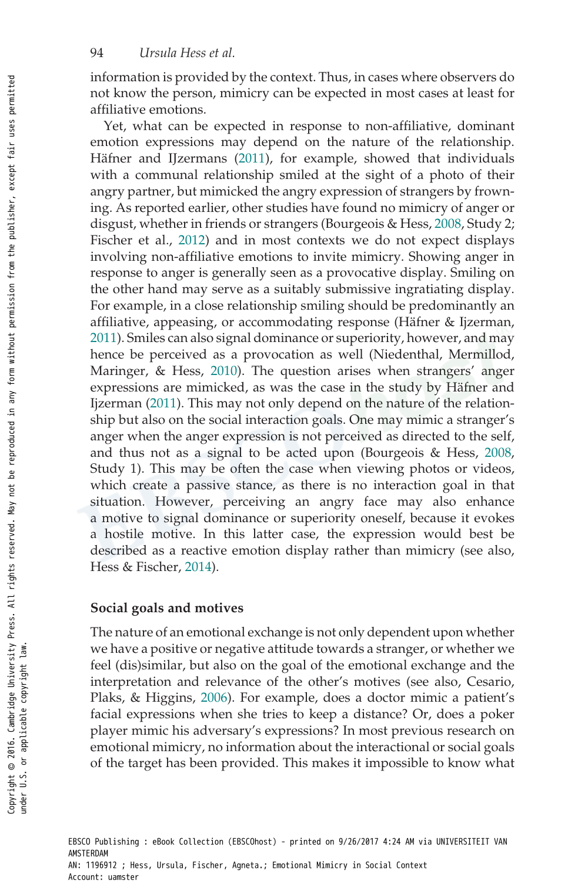information is provided by the context. Thus, in cases where observers do not know the person, mimicry can be expected in most cases at least for affiliative emotions.

Yet, what can be expected in response to non-affiliative, dominant emotion expressions may depend on the nature of the relationship. Häfner and IJzermans (2011), for example, showed that individuals with a communal relationship smiled at the sight of a photo of their angry partner, but mimicked the angry expression of strangers by frowning. As reported earlier, other studies have found no mimicry of anger or disgust, whether in friends or strangers (Bourgeois & Hess, 2008, Study 2; Fischer et al., 2012) and in most contexts we do not expect displays involving non-affiliative emotions to invite mimicry. Showing anger in response to anger is generally seen as a provocative display. Smiling on the other hand may serve as a suitably submissive ingratiating display. For example, in a close relationship smiling should be predominantly an affiliative, appeasing, or accommodating response (Häfner & Ijzerman, 2011). Smiles can also signal dominance or superiority, however, and may hence be perceived as a provocation as well (Niedenthal, Mermillod, Maringer, & Hess, 2010). The question arises when strangers' anger expressions are mimicked, as was the case in the study by Häfner and Ijzerman (2011). This may not only depend on the nature of the relationship but also on the social interaction goals. One may mimic a stranger's anger when the anger expression is not perceived as directed to the self, and thus not as a signal to be acted upon (Bourgeois & Hess, 2008, Study 1). This may be often the case when viewing photos or videos, which create a passive stance, as there is no interaction goal in that situation. However, perceiving an angry face may also enhance a motive to signal dominance or superiority oneself, because it evokes a hostile motive. In this latter case, the expression would best be described as a reactive emotion display rather than mimicry (see also, Hess & Fischer, 2014).

### Social goals and motives

The nature of an emotional exchange is not only dependent upon whether we have a positive or negative attitude towards a stranger, or whether we feel (dis)similar, but also on the goal of the emotional exchange and the interpretation and relevance of the other's motives (see also, Cesario, Plaks, & Higgins, 2006). For example, does a doctor mimic a patient's facial expressions when she tries to keep a distance? Or, does a poker player mimic his adversary's expressions? In most previous research on emotional mimicry, no information about the interactional or social goals of the target has been provided. This makes it impossible to know what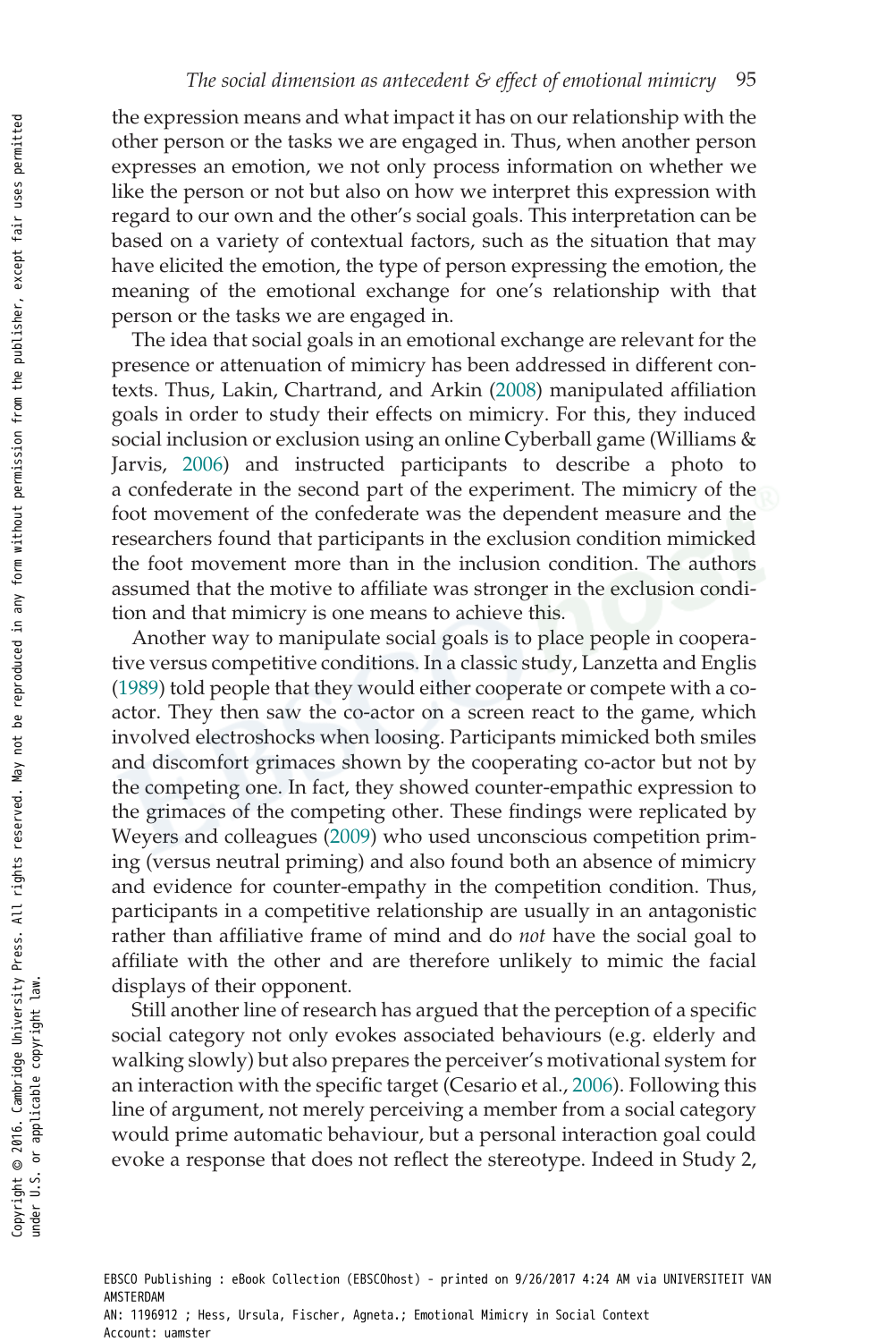the expression means and what impact it has on our relationship with the other person or the tasks we are engaged in. Thus, when another person expresses an emotion, we not only process information on whether we like the person or not but also on how we interpret this expression with regard to our own and the other's social goals. This interpretation can be based on a variety of contextual factors, such as the situation that may have elicited the emotion, the type of person expressing the emotion, the meaning of the emotional exchange for one's relationship with that person or the tasks we are engaged in.

The idea that social goals in an emotional exchange are relevant for the presence or attenuation of mimicry has been addressed in different contexts. Thus, Lakin, Chartrand, and Arkin (2008) manipulated affiliation goals in order to study their effects on mimicry. For this, they induced social inclusion or exclusion using an online Cyberball game (Williams & Jarvis, 2006) and instructed participants to describe a photo to a confederate in the second part of the experiment. The mimicry of the foot movement of the confederate was the dependent measure and the researchers found that participants in the exclusion condition mimicked the foot movement more than in the inclusion condition. The authors assumed that the motive to affiliate was stronger in the exclusion condition and that mimicry is one means to achieve this.

Another way to manipulate social goals is to place people in cooperative versus competitive conditions. In a classic study, Lanzetta and Englis (1989) told people that they would either cooperate or compete with a co-actor. They then saw the co-actor on a screen react to the game, which involved electroshocks when loosing. Participants mimicked both smiles and discomfort grimaces shown by the cooperating co-actor but not by the competing one. In fact, they showed counter-empathic expression to the grimaces of the competing other. These findings were replicated by Weyers and colleagues (2009) who used unconscious competition priming (versus neutral priming) and also found both an absence of mimicry and evidence for counter-empathy in the competition condition. Thus, participants in a competitive relationship are usually in an antagonistic rather than affiliative frame of mind and do *not* have the social goal to affiliate with the other and are therefore unlikely to mimic the facial displays of their opponent.

Still another line of research has argued that the perception of a specific social category not only evokes associated behaviours (e.g. elderly and walking slowly) but also prepares the perceiver's motivational system for an interaction with the specific target (Cesario et al., 2006). Following this line of argument, not merely perceiving a member from a social category would prime automatic behaviour, but a personal interaction goal could evoke a response that does not reflect the stereotype. Indeed in Study 2,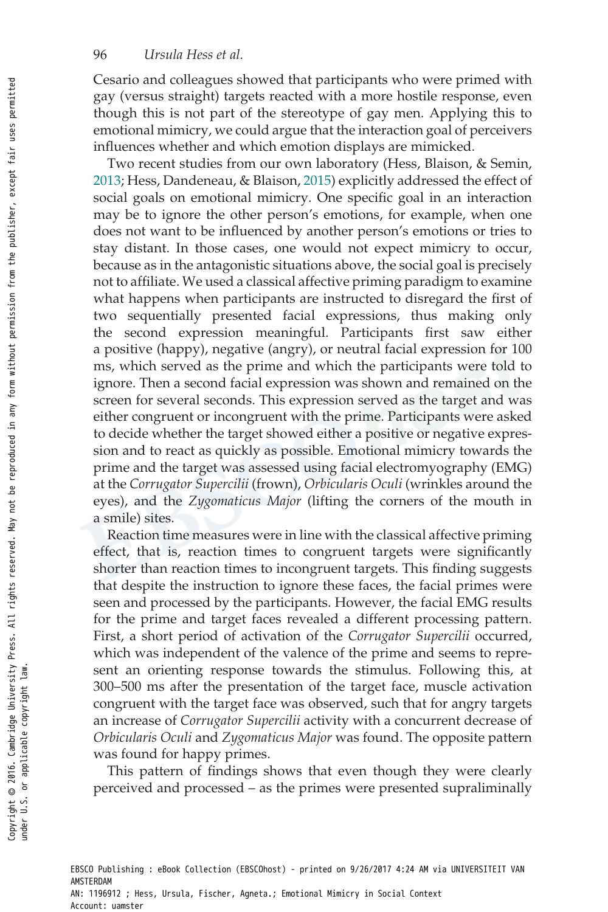Cesario and colleagues showed that participants who were primed with gay (versus straight) targets reacted with a more hostile response, even though this is not part of the stereotype of gay men. Applying this to emotional mimicry, we could argue that the interaction goal of perceivers influences whether and which emotion displays are mimicked.

Two recent studies from our own laboratory (Hess, Blaison, & Semin, 2013; Hess, Dandeneau, & Blaison, 2015) explicitly addressed the effect of social goals on emotional mimicry. One specific goal in an interaction may be to ignore the other person's emotions, for example, when one does not want to be influenced by another person's emotions or tries to stay distant. In those cases, one would not expect mimicry to occur, because as in the antagonistic situations above, the social goal is precisely not to affiliate. We used a classical affective priming paradigm to examine what happens when participants are instructed to disregard the first of two sequentially presented facial expressions, thus making only the second expression meaningful. Participants first saw either a positive (happy), negative (angry), or neutral facial expression for 100 ms, which served as the prime and which the participants were told to ignore. Then a second facial expression was shown and remained on the screen for several seconds. This expression served as the target and was either congruent or incongruent with the prime. Participants were asked to decide whether the target showed either a positive or negative expression and to react as quickly as possible. Emotional mimicry towards the prime and the target was assessed using facial electromyography (EMG) at the *Corrugator Supercilii* (frown), *Orbicularis Oculi* (wrinkles around the eyes), and the *Zygomaticus Major* (lifting the corners of the mouth in a smile) sites.

Reaction time measures were in line with the classical affective priming effect, that is, reaction times to congruent targets were significantly shorter than reaction times to incongruent targets. This finding suggests that despite the instruction to ignore these faces, the facial primes were seen and processed by the participants. However, the facial EMG results for the prime and target faces revealed a different processing pattern. First, a short period of activation of the *Corrugator Supercilii* occurred, which was independent of the valence of the prime and seems to represent an orienting response towards the stimulus. Following this, at 300–500 ms after the presentation of the target face, muscle activation congruent with the target face was observed, such that for angry targets an increase of *Corrugator Supercilii* activity with a concurrent decrease of *Orbicularis Oculi* and *Zygomaticus Major* was found. The opposite pattern was found for happy primes.

This pattern of findings shows that even though they were clearly perceived and processed – as the primes were presented supraliminally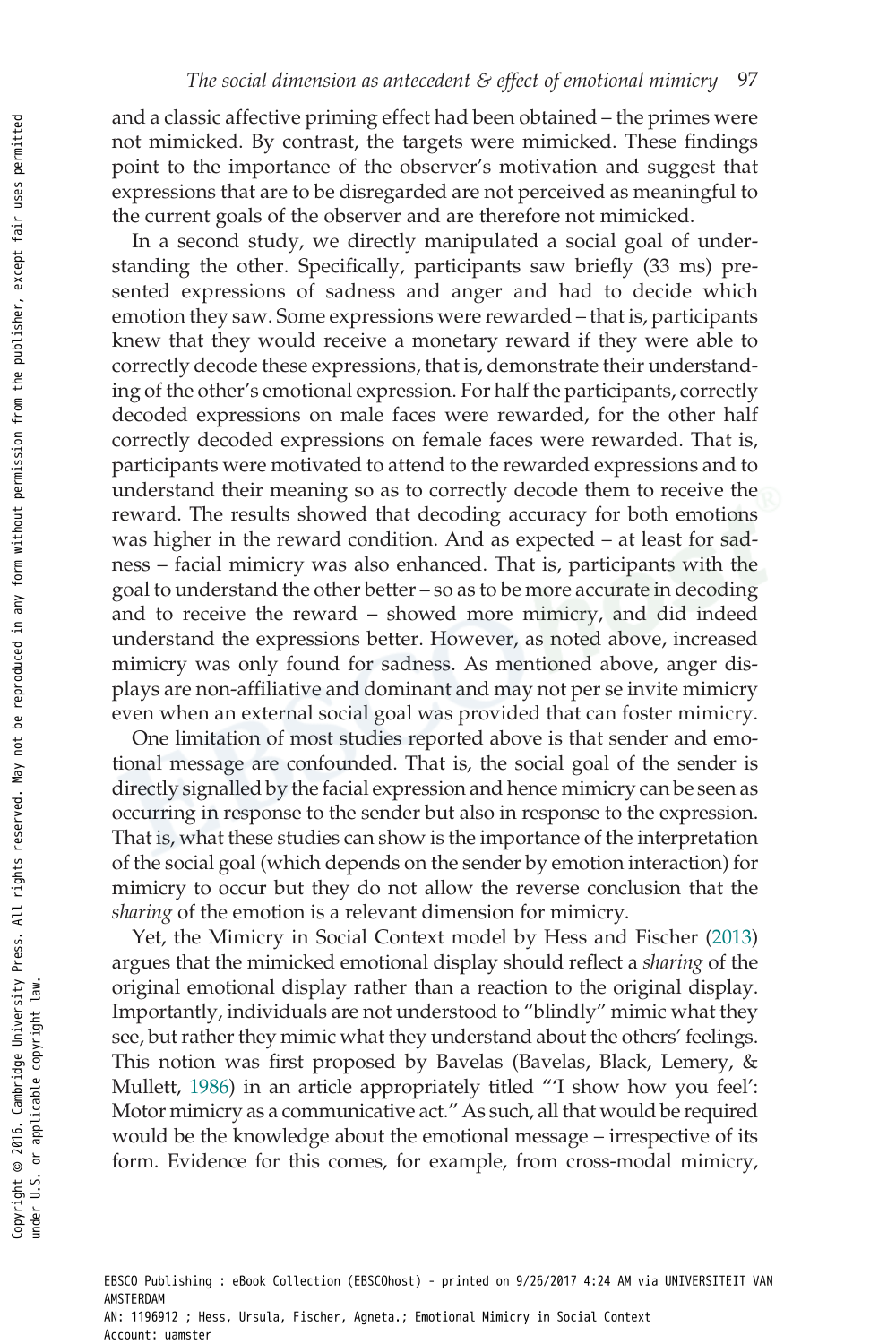and a classic affective priming effect had been obtained – the primes were not mimicked. By contrast, the targets were mimicked. These findings point to the importance of the observer's motivation and suggest that expressions that are to be disregarded are not perceived as meaningful to the current goals of the observer and are therefore not mimicked.

In a second study, we directly manipulated a social goal of understanding the other. Specifically, participants saw briefly (33 ms) presented expressions of sadness and anger and had to decide which emotion they saw. Some expressions were rewarded – that is, participants knew that they would receive a monetary reward if they were able to correctly decode these expressions, that is, demonstrate their understanding of the other's emotional expression. For half the participants, correctly decoded expressions on male faces were rewarded, for the other half correctly decoded expressions on female faces were rewarded. That is, participants were motivated to attend to the rewarded expressions and to understand their meaning so as to correctly decode them to receive the reward. The results showed that decoding accuracy for both emotions was higher in the reward condition. And as expected – at least for sadness – facial mimicry was also enhanced. That is, participants with the goal to understand the other better – so as to be more accurate in decoding and to receive the reward – showed more mimicry, and did indeed understand the expressions better. However, as noted above, increased mimicry was only found for sadness. As mentioned above, anger displays are non-affiliative and dominant and may not per se invite mimicry even when an external social goal was provided that can foster mimicry.

One limitation of most studies reported above is that sender and emotional message are confounded. That is, the social goal of the sender is directly signalled by the facial expression and hence mimicry can be seen as occurring in response to the sender but also in response to the expression. That is, what these studies can show is the importance of the interpretation of the social goal (which depends on the sender by emotion interaction) for mimicry to occur but they do not allow the reverse conclusion that the *sharing* of the emotion is a relevant dimension for mimicry.

Yet, the Mimicry in Social Context model by Hess and Fischer (2013) argues that the mimicked emotional display should reflect a *sharing* of the original emotional display rather than a reaction to the original display. Importantly, individuals are not understood to "blindly" mimic what they see, but rather they mimic what they understand about the others' feelings. This notion was first proposed by Bavelas (Bavelas, Black, Lemery, & Mullett, 1986) in an article appropriately titled "'I show how you feel': Motor mimicry as a communicative act." As such, all that would be required would be the knowledge about the emotional message – irrespective of its form. Evidence for this comes, for example, from cross-modal mimicry,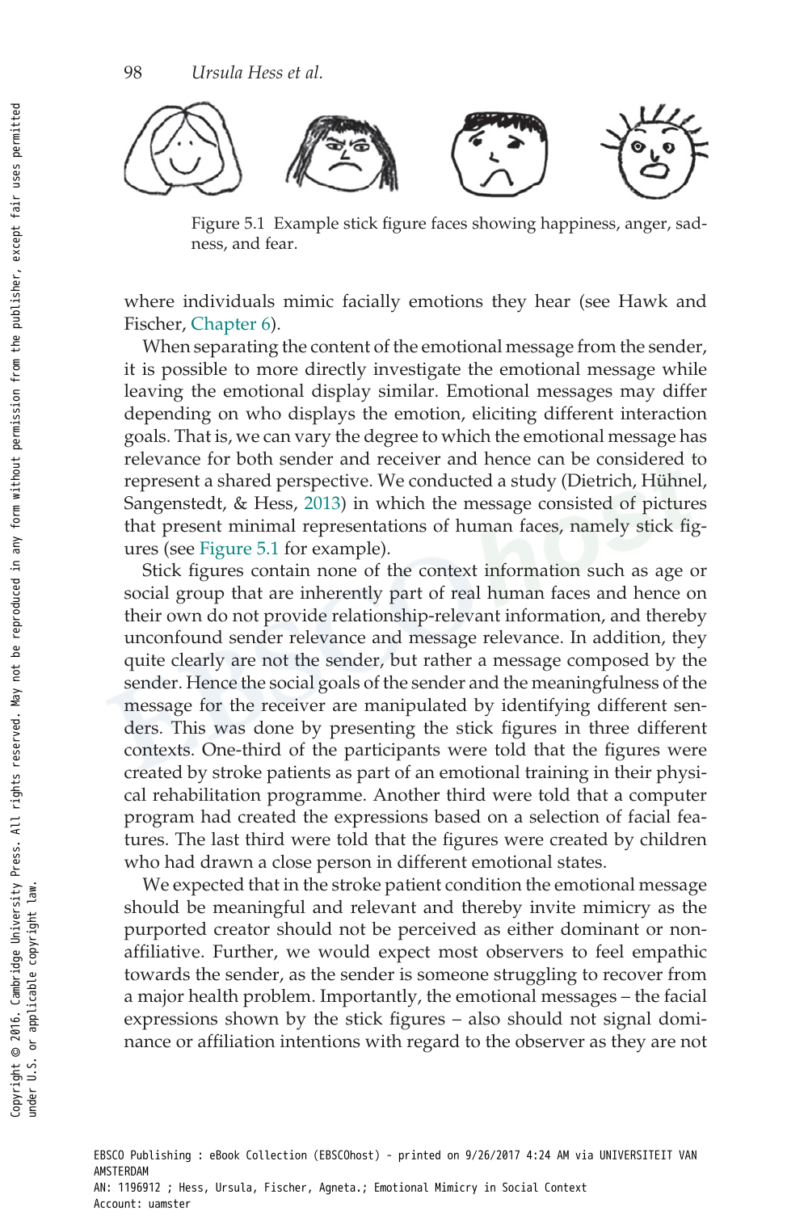Figure 5.1 Example stick figure faces showing happiness, anger, sadness, and fear.

where individuals mimic facially emotions they hear (see Hawk and Fischer, Chapter 6).

When separating the content of the emotional message from the sender, it is possible to more directly investigate the emotional message while leaving the emotional display similar. Emotional messages may differ depending on who displays the emotion, eliciting different interaction goals. That is, we can vary the degree to which the emotional message has relevance for both sender and receiver and hence can be considered to represent a shared perspective. We conducted a study (Dietrich, Hühnel, Sangenstedt, & Hess, 2013) in which the message consisted of pictures that present minimal representations of human faces, namely stick figures (see Figure 5.1 for example).

Stick figures contain none of the context information such as age or social group that are inherently part of real human faces and hence on their own do not provide relationship-relevant information, and thereby unconfound sender relevance and message relevance. In addition, they quite clearly are not the sender, but rather a message composed by the sender. Hence the social goals of the sender and the meaningfulness of the message for the receiver are manipulated by identifying different senders. This was done by presenting the stick figures in three different contexts. One-third of the participants were told that the figures were created by stroke patients as part of an emotional training in their physical rehabilitation programme. Another third were told that a computer program had created the expressions based on a selection of facial features. The last third were told that the figures were created by children who had drawn a close person in different emotional states.

We expected that in the stroke patient condition the emotional message should be meaningful and relevant and thereby invite mimicry as the purported creator should not be perceived as either dominant or nonaffiliative. Further, we would expect most observers to feel empathic towards the sender, as the sender is someone struggling to recover from a major health problem. Importantly, the emotional messages – the facial expressions shown by the stick figures – also should not signal dominance or affiliation intentions with regard to the observer as they are not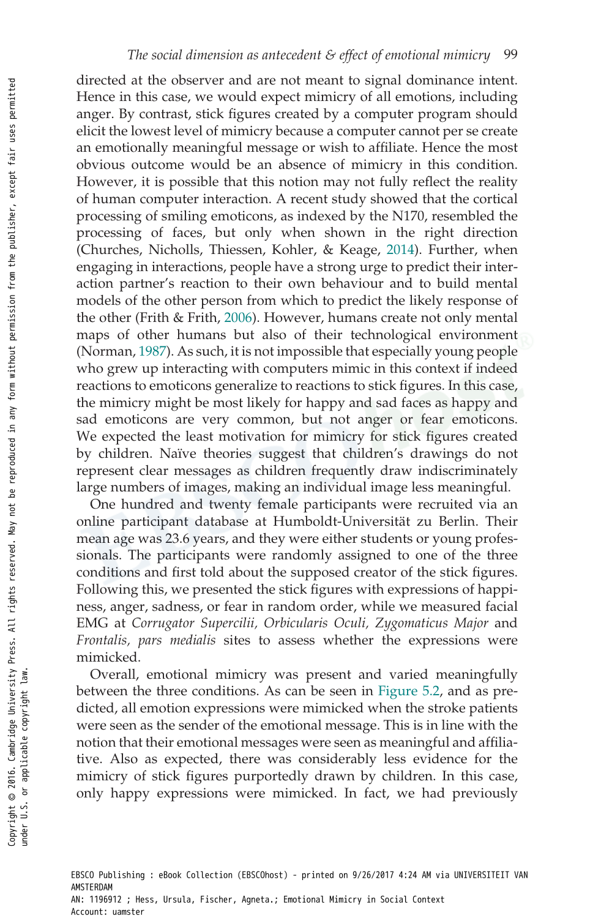directed at the observer and are not meant to signal dominance intent. Hence in this case, we would expect mimicry of all emotions, including anger. By contrast, stick figures created by a computer program should elicit the lowest level of mimicry because a computer cannot per se create an emotionally meaningful message or wish to affiliate. Hence the most obvious outcome would be an absence of mimicry in this condition. However, it is possible that this notion may not fully reflect the reality of human computer interaction. A recent study showed that the cortical processing of smiling emoticons, as indexed by the N170, resembled the processing of faces, but only when shown in the right direction (Churches, Nicholls, Thiessen, Kohler, & Keage, 2014). Further, when engaging in interactions, people have a strong urge to predict their interaction partner's reaction to their own behaviour and to build mental models of the other person from which to predict the likely response of the other (Frith & Frith, 2006). However, humans create not only mental maps of other humans but also of their technological environment (Norman, 1987). As such, it is not impossible that especially young people who grew up interacting with computers mimic in this context if indeed reactions to emoticons generalize to reactions to stick figures. In this case, the mimicry might be most likely for happy and sad faces as happy and sad emoticons are very common, but not anger or fear emoticons. We expected the least motivation for mimicry for stick figures created by children. Naïve theories suggest that children's drawings do not represent clear messages as children frequently draw indiscriminately large numbers of images, making an individual image less meaningful.

One hundred and twenty female participants were recruited via an online participant database at Humboldt-Universität zu Berlin. Their mean age was 23.6 years, and they were either students or young professionals. The participants were randomly assigned to one of the three conditions and first told about the supposed creator of the stick figures. Following this, we presented the stick figures with expressions of happiness, anger, sadness, or fear in random order, while we measured facial EMG at *Corrugator Supercilii, Orbicularis Oculi, Zygomaticus Major* and *Frontalis, pars medialis* sites to assess whether the expressions were mimicked.

Overall, emotional mimicry was present and varied meaningfully between the three conditions. As can be seen in Figure 5.2, and as predicted, all emotion expressions were mimicked when the stroke patients were seen as the sender of the emotional message. This is in line with the notion that their emotional messages were seen as meaningful and affiliative. Also as expected, there was considerably less evidence for the mimicry of stick figures purportedly drawn by children. In this case, only happy expressions were mimicked. In fact, we had previously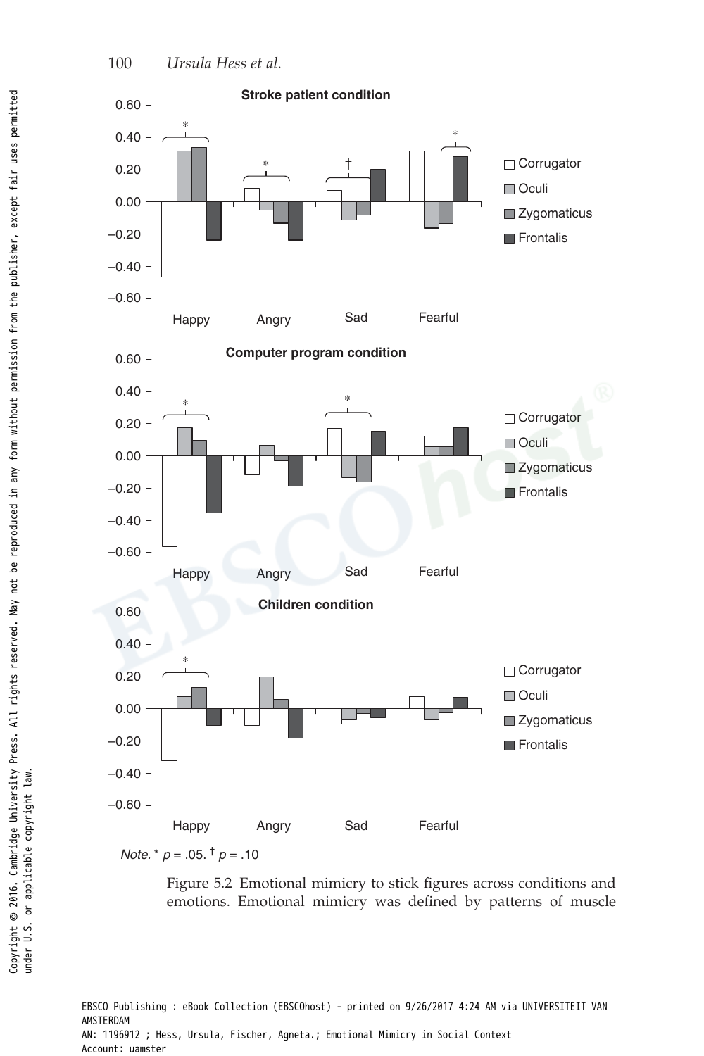Note. * $p = .05$. † $p = .10$

Figure 5.2 Emotional mimicry to stick figures across conditions and emotions. Emotional mimicry was defined by patterns of muscle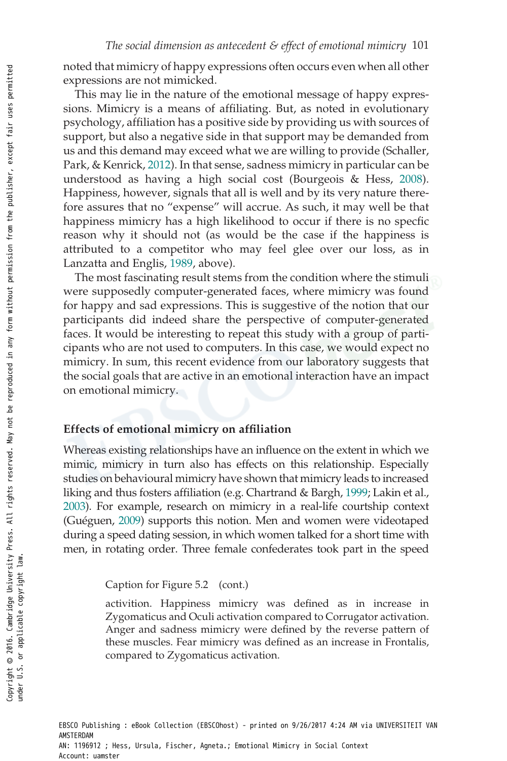noted that mimicry of happy expressions often occurs even when all other expressions are not mimicked.

This may lie in the nature of the emotional message of happy expressions. Mimicry is a means of affiliating. But, as noted in evolutionary psychology, affiliation has a positive side by providing us with sources of support, but also a negative side in that support may be demanded from us and this demand may exceed what we are willing to provide (Schaller, Park, & Kenrick, 2012). In that sense, sadness mimicry in particular can be understood as having a high social cost (Bourgeois & Hess, 2008). Happiness, however, signals that all is well and by its very nature therefore assures that no "expense" will accrue. As such, it may well be that happiness mimicry has a high likelihood to occur if there is no specfic reason why it should not (as would be the case if the happiness is attributed to a competitor who may feel glee over our loss, as in Lanzatta and Englis, 1989, above).

The most fascinating result stems from the condition where the stimuli were supposedly computer-generated faces, where mimicry was found for happy and sad expressions. This is suggestive of the notion that our participants did indeed share the perspective of computer-generated faces. It would be interesting to repeat this study with a group of participants who are not used to computers. In this case, we would expect no mimicry. In sum, this recent evidence from our laboratory suggests that the social goals that are active in an emotional interaction have an impact on emotional mimicry.

## Effects of emotional mimicry on affiliation

Whereas existing relationships have an influence on the extent in which we mimic, mimicry in turn also has effects on this relationship. Especially studies on behavioural mimicry have shown that mimicry leads to increased liking and thus fosters affiliation (e.g. Chartrand & Bargh, 1999; Lakin et al., 2003). For example, research on mimicry in a real-life courtship context (Guéguen, 2009) supports this notion. Men and women were videotaped during a speed dating session, in which women talked for a short time with men, in rotating order. Three female confederates took part in the speed

Caption for Figure 5.2 (cont.)

activition. Happiness mimicry was defined as in increase in Zygomaticus and Oculi activation compared to Corrugator activation. Anger and sadness mimicry were defined by the reverse pattern of these muscles. Fear mimicry was defined as an increase in Frontalis, compared to Zygomaticus activation.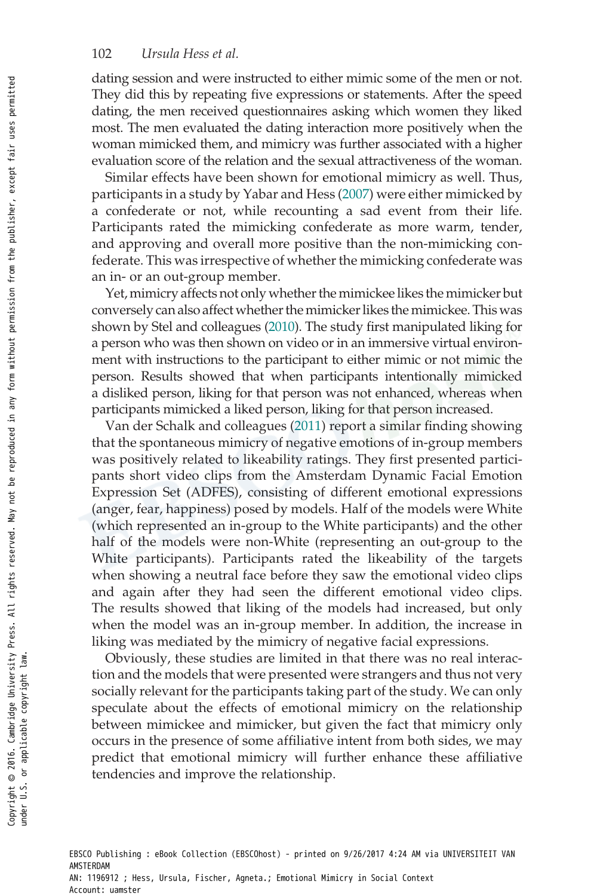dating session and were instructed to either mimic some of the men or not. They did this by repeating five expressions or statements. After the speed dating, the men received questionnaires asking which women they liked most. The men evaluated the dating interaction more positively when the woman mimicked them, and mimicry was further associated with a higher evaluation score of the relation and the sexual attractiveness of the woman.

Similar effects have been shown for emotional mimicry as well. Thus, participants in a study by Yabar and Hess (2007) were either mimicked by a confederate or not, while recounting a sad event from their life. Participants rated the mimicking confederate as more warm, tender, and approving and overall more positive than the non-mimicking confederate. This was irrespective of whether the mimicking confederate was an in- or an out-group member.

Yet, mimicry affects not only whether the mimickee likes the mimicker but conversely can also affect whether the mimicker likes the mimickee. This was shown by Stel and colleagues (2010). The study first manipulated liking for a person who was then shown on video or in an immersive virtual environment with instructions to the participant to either mimic or not mimic the person. Results showed that when participants intentionally mimicked a disliked person, liking for that person was not enhanced, whereas when participants mimicked a liked person, liking for that person increased.

Van der Schalk and colleagues (2011) report a similar finding showing that the spontaneous mimicry of negative emotions of in-group members was positively related to likeability ratings. They first presented participants short video clips from the Amsterdam Dynamic Facial Emotion Expression Set (ADFES), consisting of different emotional expressions (anger, fear, happiness) posed by models. Half of the models were White (which represented an in-group to the White participants) and the other half of the models were non-White (representing an out-group to the White participants). Participants rated the likeability of the targets when showing a neutral face before they saw the emotional video clips and again after they had seen the different emotional video clips. The results showed that liking of the models had increased, but only when the model was an in-group member. In addition, the increase in liking was mediated by the mimicry of negative facial expressions.

Obviously, these studies are limited in that there was no real interaction and the models that were presented were strangers and thus not very socially relevant for the participants taking part of the study. We can only speculate about the effects of emotional mimicry on the relationship between mimickee and mimicker, but given the fact that mimicry only occurs in the presence of some affiliative intent from both sides, we may predict that emotional mimicry will further enhance these affiliative tendencies and improve the relationship.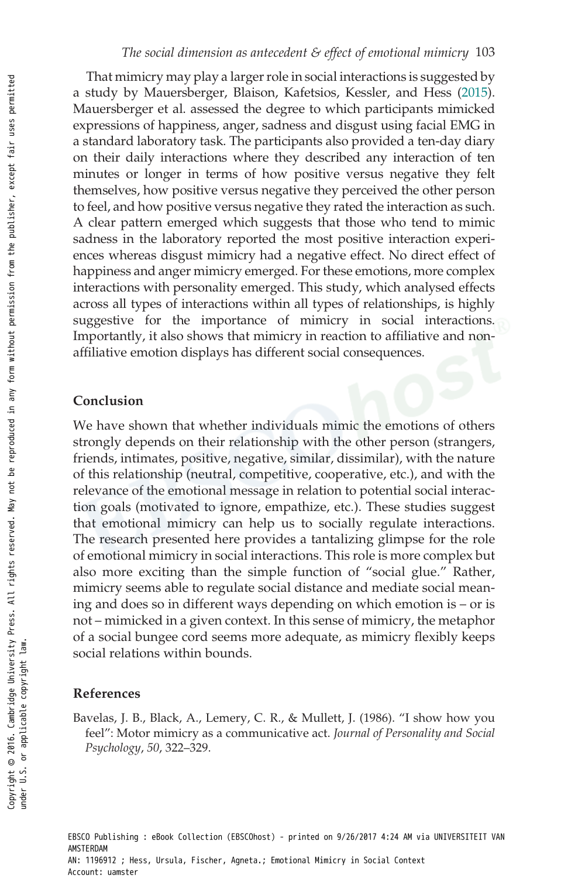That mimicry may play a larger role in social interactions is suggested by a study by Mauersberger, Blaison, Kafetsios, Kessler, and Hess (2015). Mauersberger et al. assessed the degree to which participants mimicked expressions of happiness, anger, sadness and disgust using facial EMG in a standard laboratory task. The participants also provided a ten-day diary on their daily interactions where they described any interaction of ten minutes or longer in terms of how positive versus negative they felt themselves, how positive versus negative they perceived the other person to feel, and how positive versus negative they rated the interaction as such. A clear pattern emerged which suggests that those who tend to mimic sadness in the laboratory reported the most positive interaction experiences whereas disgust mimicry had a negative effect. No direct effect of happiness and anger mimicry emerged. For these emotions, more complex interactions with personality emerged. This study, which analysed effects across all types of interactions within all types of relationships, is highly suggestive for the importance of mimicry in social interactions. Importantly, it also shows that mimicry in reaction to affiliative and non-affiliative emotion displays has different social consequences.

## Conclusion

We have shown that whether individuals mimic the emotions of others strongly depends on their relationship with the other person (strangers, friends, intimates, positive, negative, similar, dissimilar), with the nature of this relationship (neutral, competitive, cooperative, etc.), and with the relevance of the emotional message in relation to potential social interaction goals (motivated to ignore, empathize, etc.). These studies suggest that emotional mimicry can help us to socially regulate interactions. The research presented here provides a tantalizing glimpse for the role of emotional mimicry in social interactions. This role is more complex but also more exciting than the simple function of "social glue." Rather, mimicry seems able to regulate social distance and mediate social meaning and does so in different ways depending on which emotion is – or is not – mimicked in a given context. In this sense of mimicry, the metaphor of a social bungee cord seems more adequate, as mimicry flexibly keeps social relations within bounds.

## References

Bavelas, J. B., Black, A., Lemery, C. R., & Mullett, J. (1986). "I show how you feel": Motor mimicry as a communicative act. *Journal of Personality and Social Psychology*, *50*, 322–329.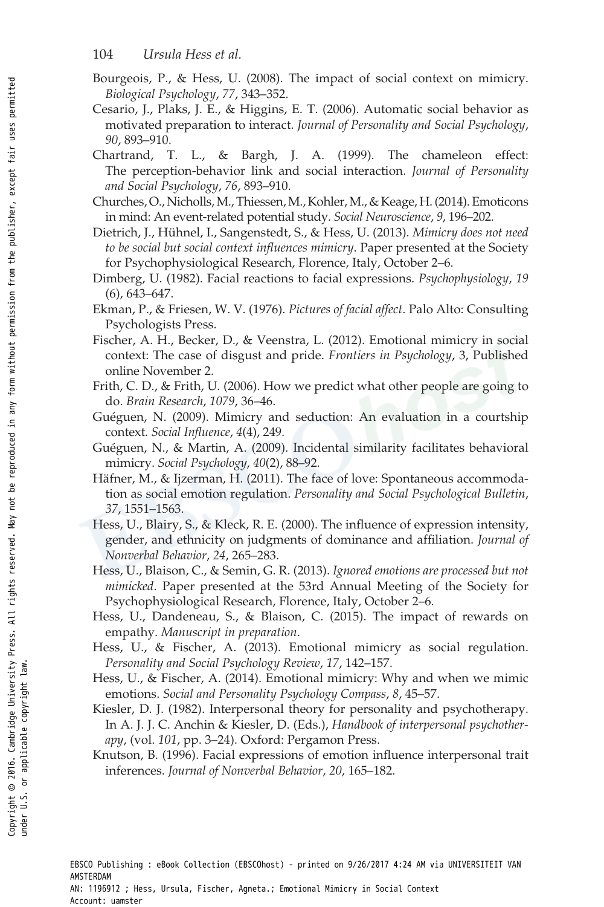Bourgeois, P., & Hess, U. (2008). The impact of social context on mimicry. *Biological Psychology*, *77*, 343–352.

Cesario, J., Plaks, J. E., & Higgins, E. T. (2006). Automatic social behavior as motivated preparation to interact. *Journal of Personality and Social Psychology*, *90*, 893–910.

Chartrand, T. L., & Bargh, J. A. (1999). The chameleon effect: The perception-behavior link and social interaction. *Journal of Personality and Social Psychology*, *76*, 893–910.

Churches, O., Nicholls, M., Thiessen, M., Kohler, M., & Keage, H. (2014). Emoticons in mind: An event-related potential study. *Social Neuroscience*, *9*, 196–202.

Dietrich, J., Hühnel, I., Sangenstedt, S., & Hess, U. (2013). *Mimicry does not need to be social but social context influences mimicry*. Paper presented at the Society for Psychophysiological Research, Florence, Italy, October 2–6.

Dimberg, U. (1982). Facial reactions to facial expressions. *Psychophysiology*, *19* (6), 643–647.

Ekman, P., & Friesen, W. V. (1976). *Pictures of facial affect*. Palo Alto: Consulting Psychologists Press.

Fischer, A. H., Becker, D., & Veenstra, L. (2012). Emotional mimicry in social context: The case of disgust and pride. *Frontiers in Psychology*, 3, Published online November 2.

Frith, C. D., & Frith, U. (2006). How we predict what other people are going to do. *Brain Research*, *1079*, 36–46.

Guéguen, N. (2009). Mimicry and seduction: An evaluation in a courtship context. *Social Influence*, *4*(4), 249.

Guéguen, N., & Martin, A. (2009). Incidental similarity facilitates behavioral mimicry. *Social Psychology*, *40*(2), 88–92.

Häfner, M., & Ijzerman, H. (2011). The face of love: Spontaneous accommodation as social emotion regulation. *Personality and Social Psychological Bulletin*, *37*, 1551–1563.

Hess, U., Blairy, S., & Kleck, R. E. (2000). The influence of expression intensity, gender, and ethnicity on judgments of dominance and affiliation. *Journal of Nonverbal Behavior*, *24*, 265–283.

Hess, U., Blaison, C., & Semin, G. R. (2013). *Ignored emotions are processed but not mimicked*. Paper presented at the 53rd Annual Meeting of the Society for Psychophysiological Research, Florence, Italy, October 2–6.

Hess, U., Dandeneau, S., & Blaison, C. (2015). The impact of rewards on empathy. *Manuscript in preparation*.

Hess, U., & Fischer, A. (2013). Emotional mimicry as social regulation. *Personality and Social Psychology Review*, *17*, 142–157.

Hess, U., & Fischer, A. (2014). Emotional mimicry: Why and when we mimic emotions. *Social and Personality Psychology Compass*, *8*, 45–57.

Kiesler, D. J. (1982). Interpersonal theory for personality and psychotherapy. In A. J. J. C. Anchin & Kiesler, D. (Eds.), *Handbook of interpersonal psychotherapy*, (vol. *101*, pp. 3–24). Oxford: Pergamon Press.

Knutson, B. (1996). Facial expressions of emotion influence interpersonal trait inferences. *Journal of Nonverbal Behavior*, *20*, 165–182.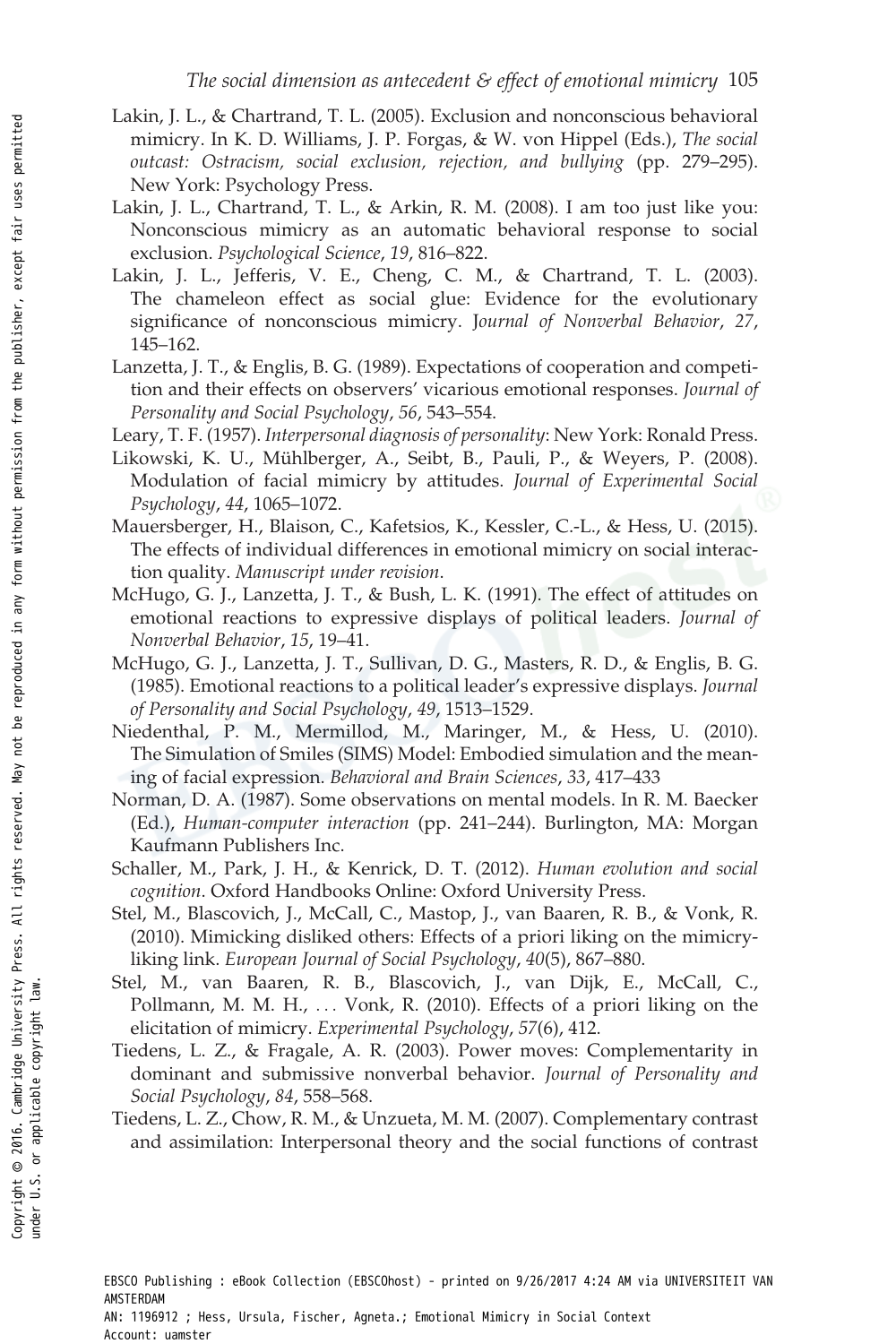Lakin, J. L., & Chartrand, T. L. (2005). Exclusion and nonconscious behavioral mimicry. In K. D. Williams, J. P. Forgas, & W. von Hippel (Eds.), *The social outcast: Ostracism, social exclusion, rejection, and bullying* (pp. 279–295). New York: Psychology Press.

Lakin, J. L., Chartrand, T. L., & Arkin, R. M. (2008). I am too just like you: Nonconscious mimicry as an automatic behavioral response to social exclusion. *Psychological Science*, *19*, 816–822.

Lakin, J. L., Jefferis, V. E., Cheng, C. M., & Chartrand, T. L. (2003). The chameleon effect as social glue: Evidence for the evolutionary significance of nonconscious mimicry. *Journal of Nonverbal Behavior*, *27*, 145–162.

Lanzetta, J. T., & Englis, B. G. (1989). Expectations of cooperation and competition and their effects on observers' vicarious emotional responses. *Journal of Personality and Social Psychology*, *56*, 543–554.

Leary, T. F. (1957). *Interpersonal diagnosis of personality*: New York: Ronald Press.

Likowski, K. U., Mühlberger, A., Seibt, B., Pauli, P., & Weyers, P. (2008). Modulation of facial mimicry by attitudes. *Journal of Experimental Social Psychology*, *44*, 1065–1072.

Mauersberger, H., Blaison, C., Kafetsios, K., Kessler, C.-L., & Hess, U. (2015). The effects of individual differences in emotional mimicry on social interaction quality. *Manuscript under revision*.

McHugo, G. J., Lanzetta, J. T., & Bush, L. K. (1991). The effect of attitudes on emotional reactions to expressive displays of political leaders. *Journal of Nonverbal Behavior*, *15*, 19–41.

McHugo, G. J., Lanzetta, J. T., Sullivan, D. G., Masters, R. D., & Englis, B. G. (1985). Emotional reactions to a political leader's expressive displays. *Journal of Personality and Social Psychology*, *49*, 1513–1529.

Niedenthal, P. M., Mermillod, M., Maringer, M., & Hess, U. (2010). The Simulation of Smiles (SIMS) Model: Embodied simulation and the meaning of facial expression. *Behavioral and Brain Sciences*, *33*, 417–433

Norman, D. A. (1987). Some observations on mental models. In R. M. Baecker (Ed.), *Human-computer interaction* (pp. 241–244). Burlington, MA: Morgan Kaufmann Publishers Inc.

Schaller, M., Park, J. H., & Kenrick, D. T. (2012). *Human evolution and social cognition*. Oxford Handbooks Online: Oxford University Press.

Stel, M., Blascovich, J., McCall, C., Mastop, J., van Baaren, R. B., & Vonk, R. (2010). Mimicking disliked others: Effects of a priori liking on the mimicry-liking link. *European Journal of Social Psychology*, *40*(5), 867–880.

Stel, M., van Baaren, R. B., Blascovich, J., van Dijk, E., McCall, C., Pollmann, M. M. H., ... Vonk, R. (2010). Effects of a priori liking on the elicitation of mimicry. *Experimental Psychology*, *57*(6), 412.

Tiedens, L. Z., & Fragale, A. R. (2003). Power moves: Complementarity in dominant and submissive nonverbal behavior. *Journal of Personality and Social Psychology*, *84*, 558–568.

Tiedens, L. Z., Chow, R. M., & Unzueta, M. M. (2007). Complementary contrast and assimilation: Interpersonal theory and the social functions of contrast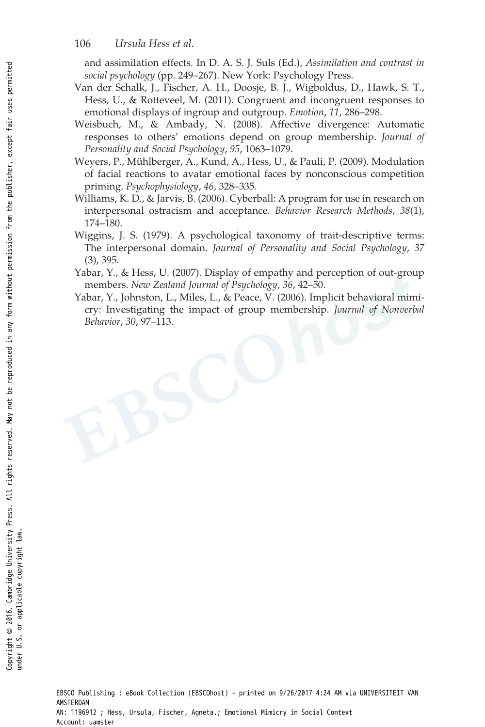and assimilation effects. In D. A. S. J. Suls (Ed.), *Assimilation and contrast in social psychology* (pp. 249–267). New York: Psychology Press.

Van der Schalk, J., Fischer, A. H., Doosje, B. J., Wigboldus, D., Hawk, S. T., Hess, U., & Rotteveel, M. (2011). Congruent and incongruent responses to emotional displays of ingroup and outgroup. *Emotion*, *11*, 286–298.

Weisbuch, M., & Ambady, N. (2008). Affective divergence: Automatic responses to others' emotions depend on group membership. *Journal of Personality and Social Psychology*, *95*, 1063–1079.

Weyers, P., Mühlberger, A., Kund, A., Hess, U., & Pauli, P. (2009). Modulation of facial reactions to avatar emotional faces by nonconscious competition priming. *Psychophysiology*, *46*, 328–335.

Williams, K. D., & Jarvis, B. (2006). Cyberball: A program for use in research on interpersonal ostracism and acceptance. *Behavior Research Methods*, *38*(1), 174–180.

Wiggins, J. S. (1979). A psychological taxonomy of trait-descriptive terms: The interpersonal domain. *Journal of Personality and Social Psychology*, *37* (3), 395.

Yabar, Y., & Hess, U. (2007). Display of empathy and perception of out-group members. *New Zealand Journal of Psychology*, *36*, 42–50.

Yabar, Y., Johnston, L., Miles, L., & Peace, V. (2006). Implicit behavioral mimicry: Investigating the impact of group membership. *Journal of Nonverbal Behavior*, *30*, 97–113.